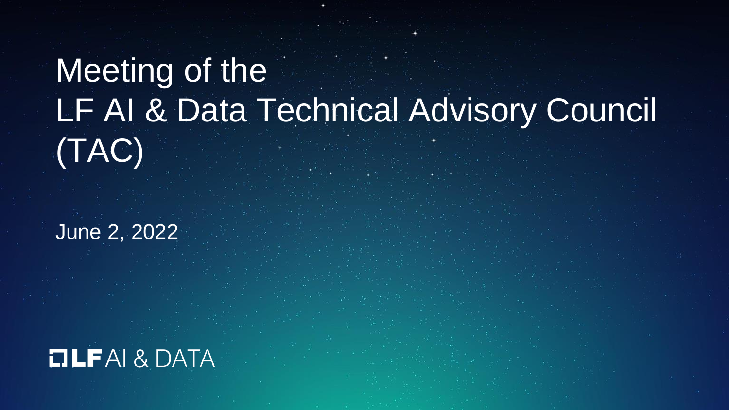# Meeting of the LF AI & Data Technical Advisory Council (TAC)

June 2, 2022

LF AI & DATA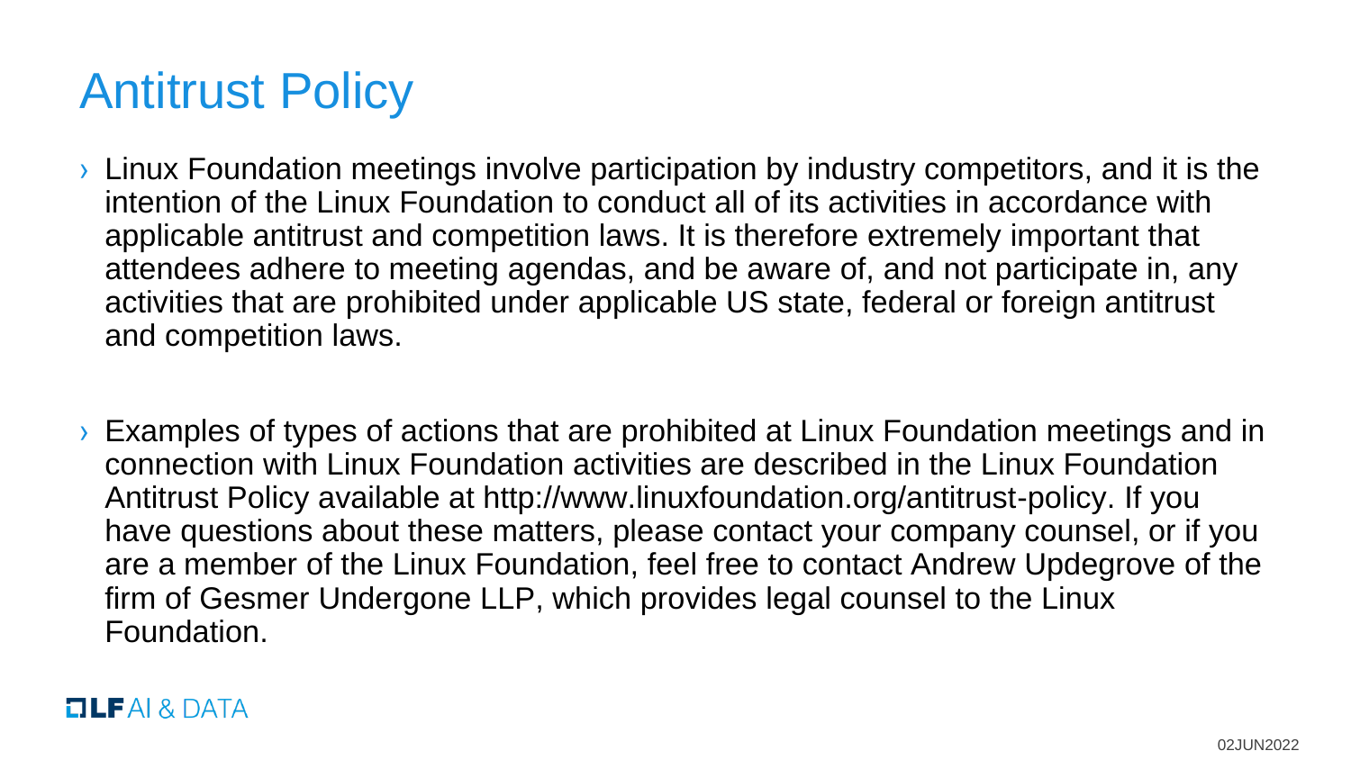# Antitrust Policy

- Linux Foundation meetings involve participation by industry competitors, and it is the intention of the Linux Foundation to conduct all of its activities in accordance with applicable antitrust and competition laws. It is therefore extremely important that attendees adhere to meeting agendas, and be aware of, and not participate in, any activities that are prohibited under applicable US state, federal or foreign antitrust and competition laws.

- Examples of types of actions that are prohibited at Linux Foundation meetings and in connection with Linux Foundation activities are described in the Linux Foundation Antitrust Policy available at http://www.linuxfoundation.org/antitrust-policy. If you have questions about these matters, please contact your company counsel, or if you are a member of the Linux Foundation, feel free to contact Andrew Updegrove of the firm of Gesmer Undergone LLP, which provides legal counsel to the Linux Foundation.

LF AI & DATA

02JUN2022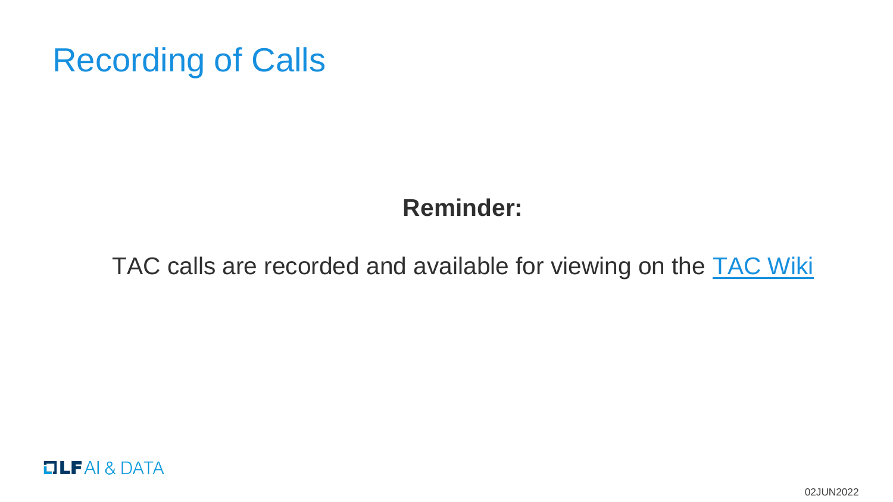# Recording of Calls

**Reminder:**

TAC calls are recorded and available for viewing on the [TAC Wiki]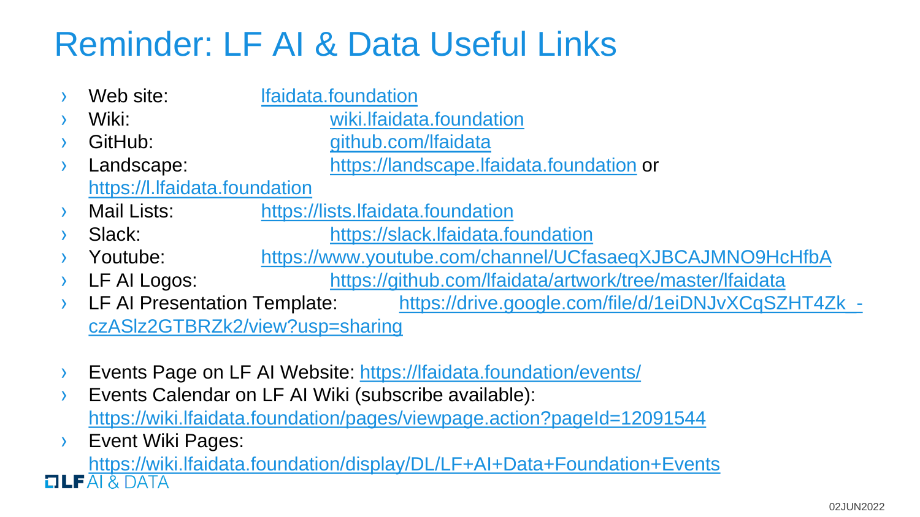# Reminder: LF AI & Data Useful Links

- Web site: lfaidata.foundation
- Wiki: wiki.lfaidata.foundation
- GitHub: github.com/lfaidata
- Landscape: https://landscape.lfaidata.foundation or https://l.lfaidata.foundation
- Mail Lists: https://lists.lfaidata.foundation
- Slack: https://slack.lfaidata.foundation
- Youtube: https://www.youtube.com/channel/UCfasaeqXJBCAJMNO9HcHfbA
- LF AI Logos: https://github.com/lfaidata/artwork/tree/master/lfaidata
- LF AI Presentation Template: https://drive.google.com/file/d/1eiDNJvXCqSZHT4Zk_-czASlz2GTBRZk2/view?usp=sharing

- Events Page on LF AI Website: https://lfaidata.foundation/events/
- Events Calendar on LF AI Wiki (subscribe available): https://wiki.lfaidata.foundation/pages/viewpage.action?pageId=12091544
- Event Wiki Pages: https://wiki.lfaidata.foundation/display/DL/LF+AI+Data+Foundation+Events

02JUN2022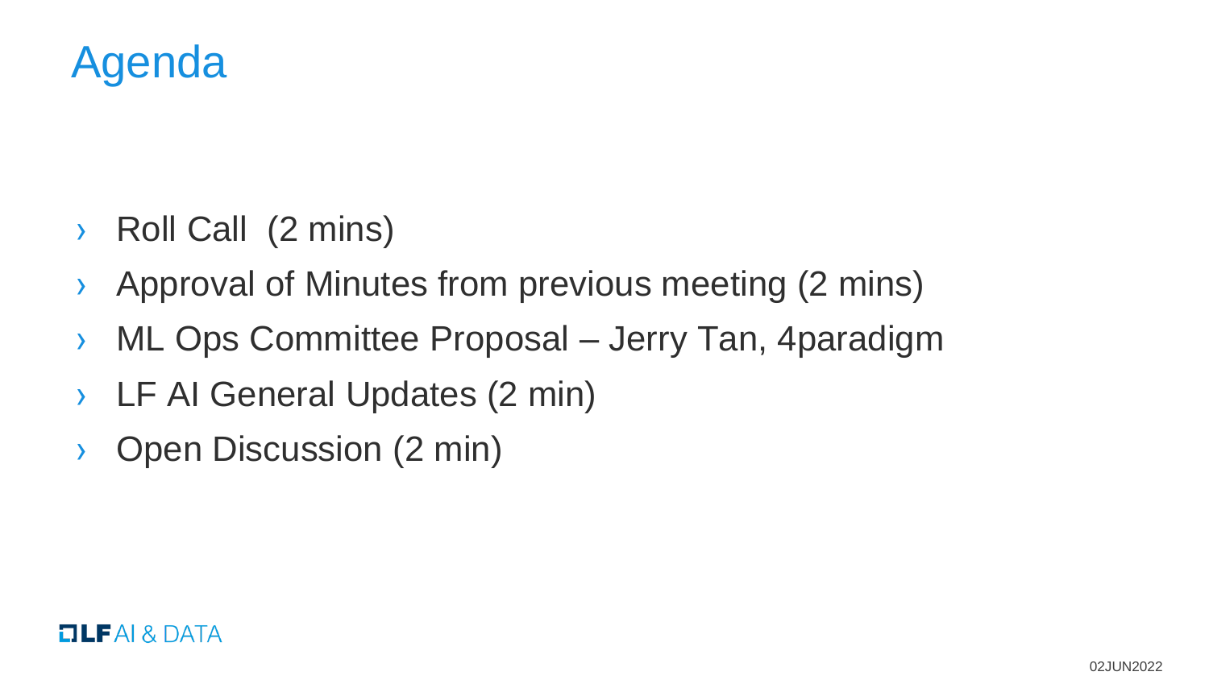# Agenda

- Roll Call  (2 mins)
- Approval of Minutes from previous meeting (2 mins)
- ML Ops Committee Proposal – Jerry Tan, 4paradigm
- LF AI General Updates (2 min)
- Open Discussion (2 min)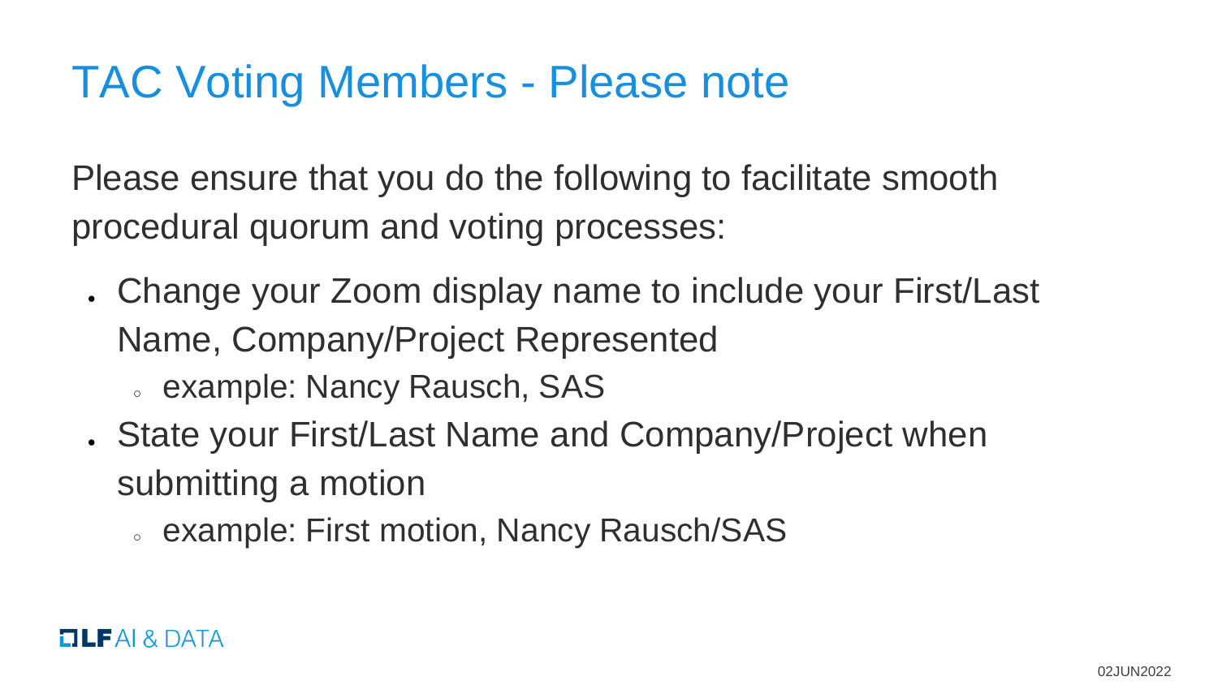# TAC Voting Members - Please note

Please ensure that you do the following to facilitate smooth procedural quorum and voting processes:

- Change your Zoom display name to include your First/Last Name, Company/Project Represented
  - example: Nancy Rausch, SAS
- State your First/Last Name and Company/Project when submitting a motion
  - example: First motion, Nancy Rausch/SAS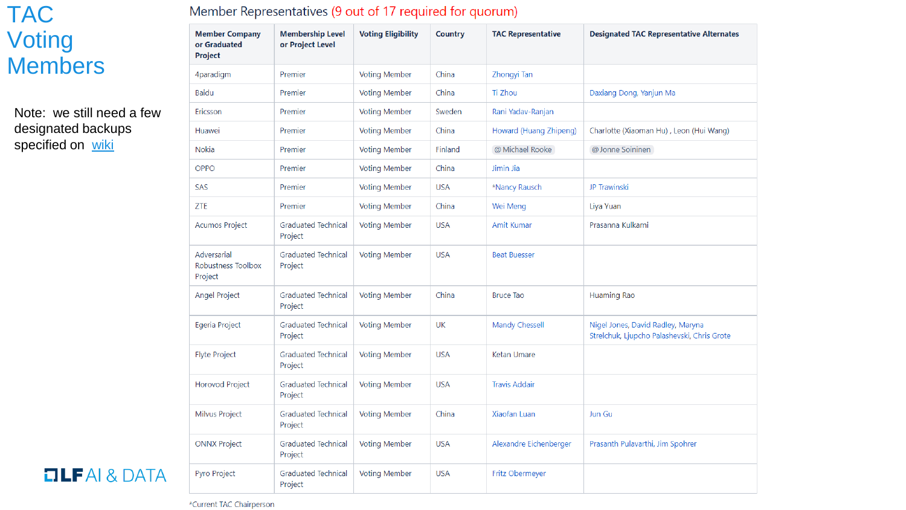# TAC Voting Members

Note: we still need a few designated backups specified on wiki

## Member Representatives (9 out of 17 required for quorum)

| Member Company or Graduated Project | Membership Level or Project Level | Voting Eligibility | Country | TAC Representative | Designated TAC Representative Alternates |
|---|---|---|---|---|---|
| 4paradigm | Premier | Voting Member | China | Zhongyi Tan | |
| Baidu | Premier | Voting Member | China | Ti Zhou | Daxiang Dong, Yanjun Ma |
| Ericsson | Premier | Voting Member | Sweden | Rani Yadav-Ranjan | |
| Huawei | Premier | Voting Member | China | Howard (Huang Zhipeng) | Charlotte (Xiaoman Hu) , Leon (Hui Wang) |
| Nokia | Premier | Voting Member | Finland | @Michael Rooke | @Jonne Soininen |
| OPPO | Premier | Voting Member | China | Jimin Jia | |
| SAS | Premier | Voting Member | USA | *Nancy Rausch | JP Trawinski |
| ZTE | Premier | Voting Member | China | Wei Meng | Liya Yuan |
| Acumos Project | Graduated Technical Project | Voting Member | USA | Amit Kumar | Prasanna Kulkarni |
| Adversarial Robustness Toolbox Project | Graduated Technical Project | Voting Member | USA | Beat Buesser | |
| Angel Project | Graduated Technical Project | Voting Member | China | Bruce Tao | Huaming Rao |
| Egeria Project | Graduated Technical Project | Voting Member | UK | Mandy Chessell | Nigel Jones, David Radley, Maryna Strelchuk, Ljupcho Palashevski, Chris Grote |
| Flyte Project | Graduated Technical Project | Voting Member | USA | Ketan Umare | |
| Horovod Project | Graduated Technical Project | Voting Member | USA | Travis Addair | |
| Milvus Project | Graduated Technical Project | Voting Member | China | Xiaofan Luan | Jun Gu |
| ONNX Project | Graduated Technical Project | Voting Member | USA | Alexandre Eichenberger | Prasanth Pulavarthi, Jim Spohrer |
| Pyro Project | Graduated Technical Project | Voting Member | USA | Fritz Obermeyer | |

*Current TAC Chairperson

LF AI & DATA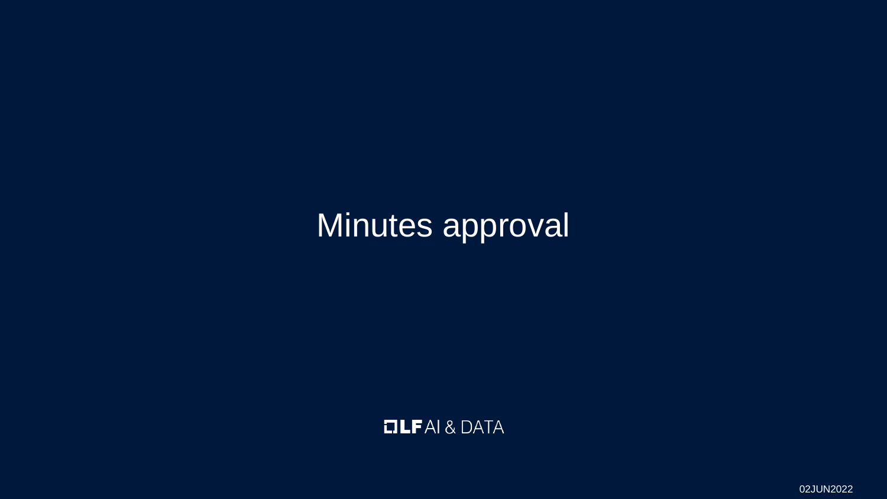# Minutes approval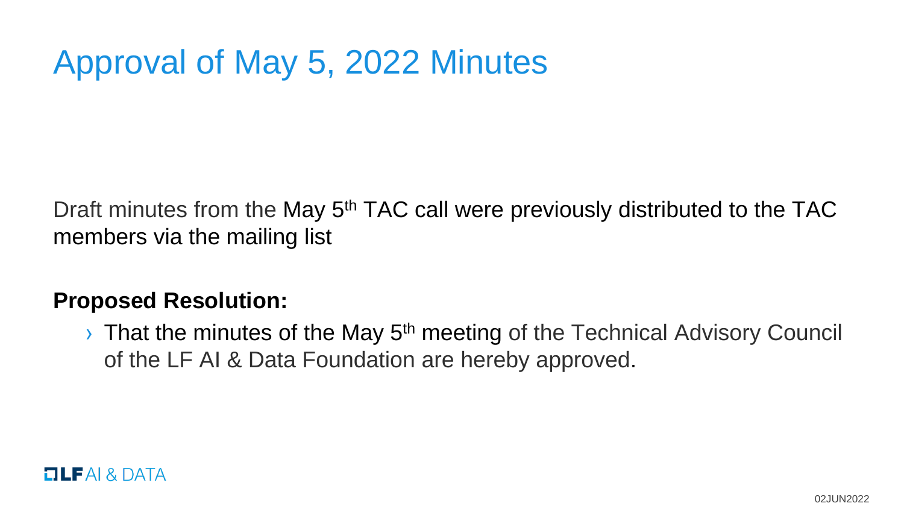# Approval of May 5, 2022 Minutes

Draft minutes from the May 5th TAC call were previously distributed to the TAC members via the mailing list

**Proposed Resolution:**

- That the minutes of the May 5th meeting of the Technical Advisory Council of the LF AI & Data Foundation are hereby approved.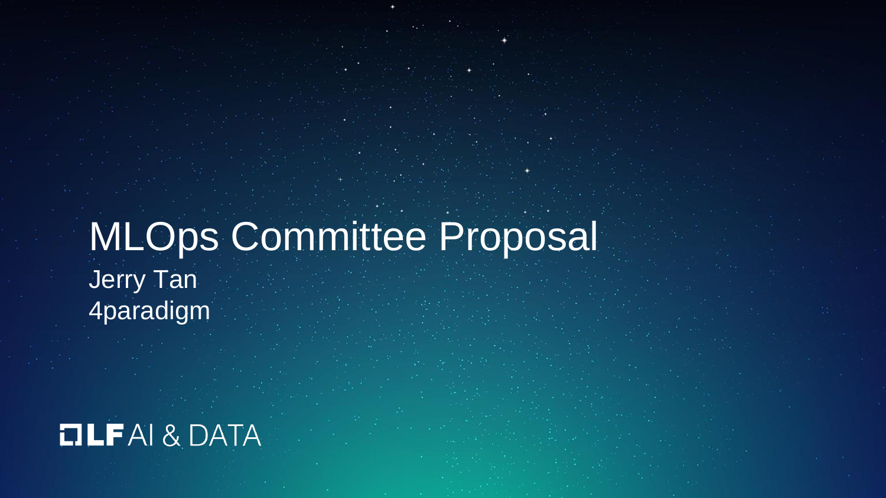# MLOps Committee Proposal

Jerry Tan
4paradigm

LF AI & DATA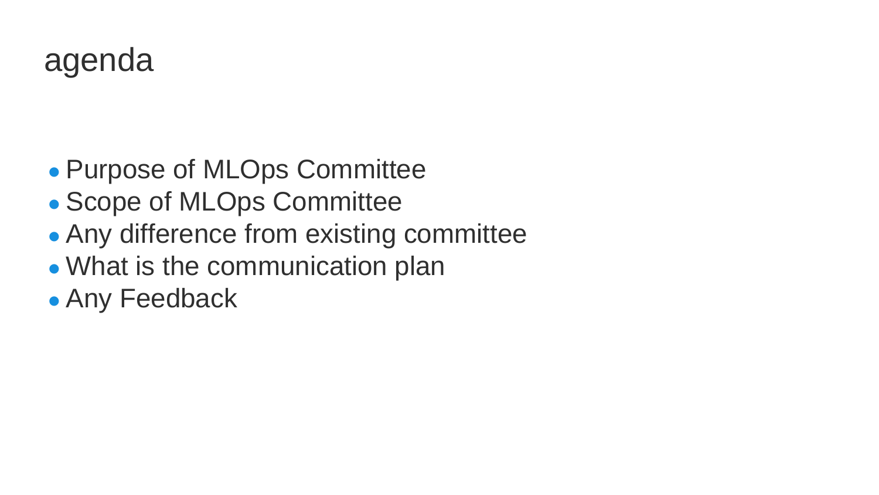# agenda

- Purpose of MLOps Committee
- Scope of MLOps Committee
- Any difference from existing committee
- What is the communication plan
- Any Feedback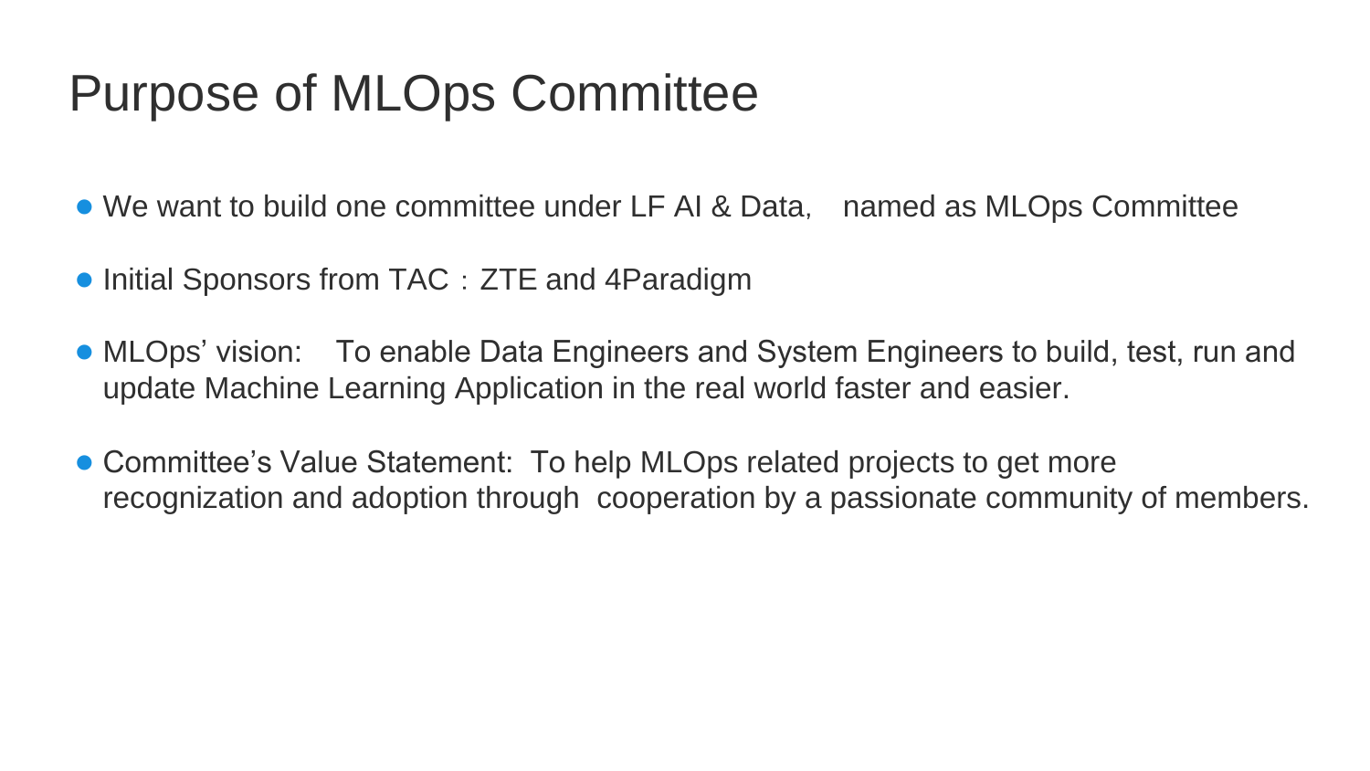# Purpose of MLOps Committee

- We want to build one committee under LF AI & Data, named as MLOps Committee
- Initial Sponsors from TAC：ZTE and 4Paradigm
- MLOps' vision: To enable Data Engineers and System Engineers to build, test, run and update Machine Learning Application in the real world faster and easier.
- Committee's Value Statement: To help MLOps related projects to get more recognization and adoption through cooperation by a passionate community of members.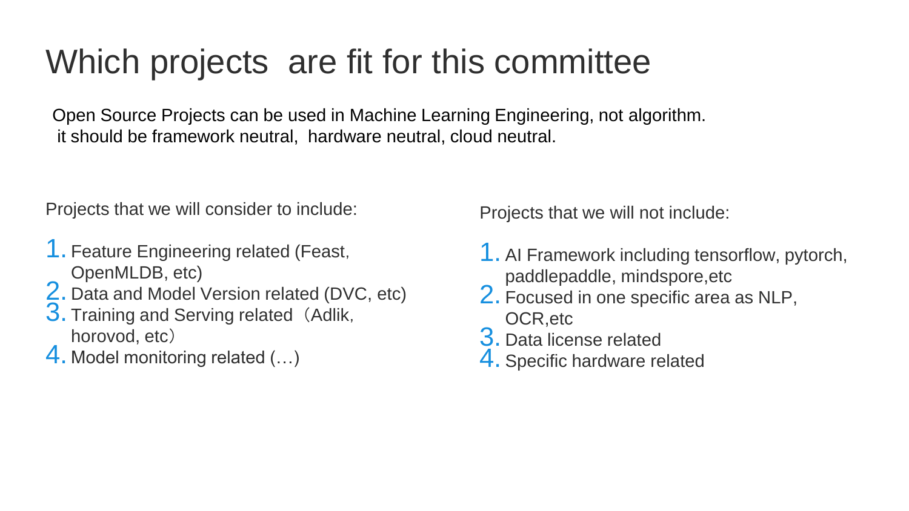# Which projects  are fit for this committee

Open Source Projects can be used in Machine Learning Engineering, not algorithm.
it should be framework neutral,  hardware neutral, cloud neutral.

Projects that we will consider to include:

1. Feature Engineering related (Feast, OpenMLDB, etc)
2. Data and Model Version related (DVC, etc)
3. Training and Serving related（Adlik, horovod, etc）
4. Model monitoring related (…)

Projects that we will not include:

1. AI Framework including tensorflow, pytorch, paddlepaddle, mindspore,etc
2. Focused in one specific area as NLP, OCR,etc
3. Data license related
4. Specific hardware related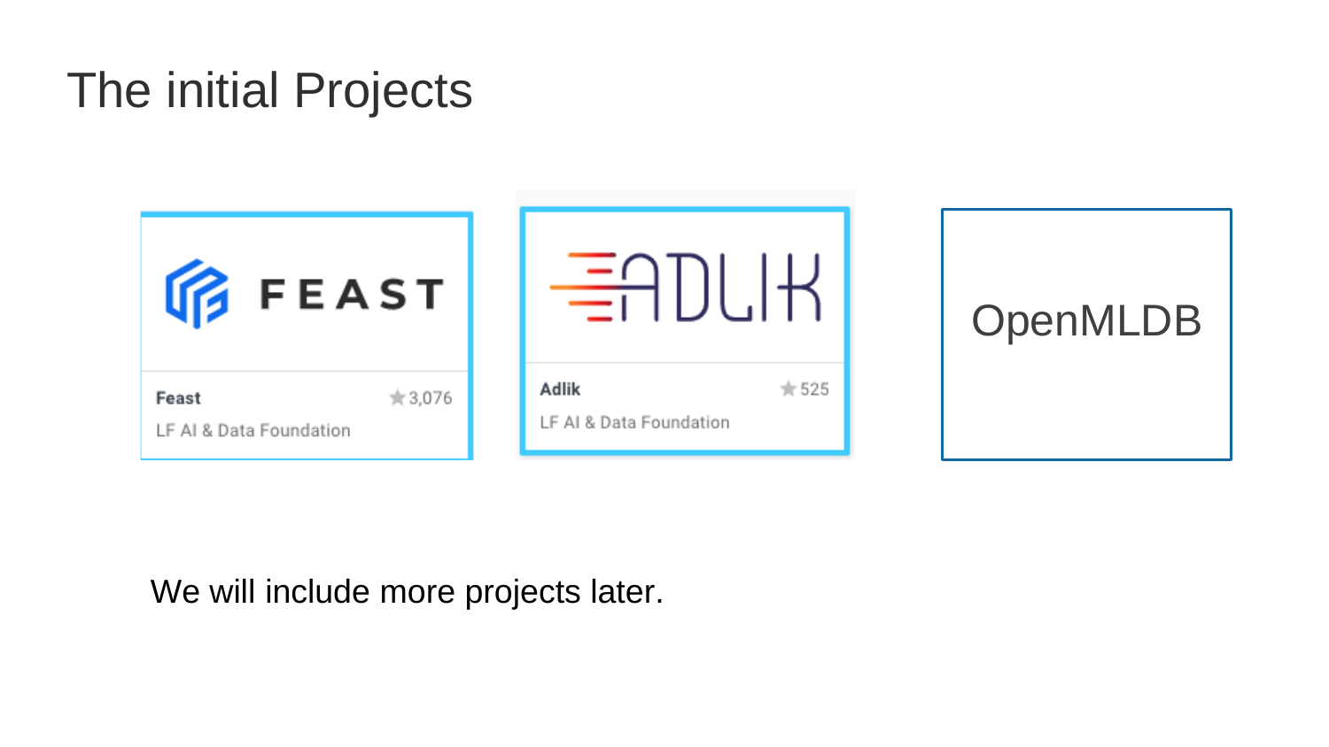# The initial Projects

FEAST

Feast ★3,076

LF AI & Data Foundation

ADLIK

Adlik ★525

LF AI & Data Foundation

OpenMLDB

We will include more projects later.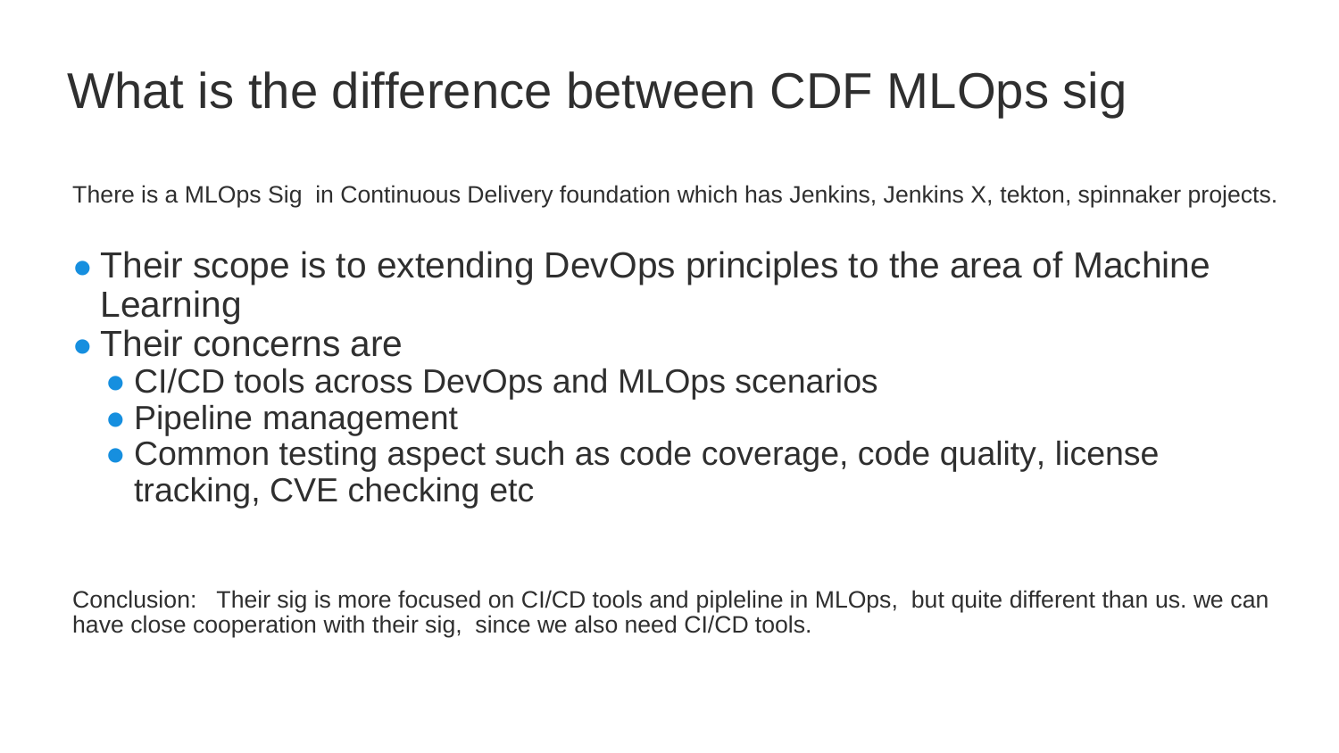# What is the difference between CDF MLOps sig

There is a MLOps Sig  in Continuous Delivery foundation which has Jenkins, Jenkins X, tekton, spinnaker projects.

- Their scope is to extending DevOps principles to the area of Machine Learning
- Their concerns are
  - CI/CD tools across DevOps and MLOps scenarios
  - Pipeline management
  - Common testing aspect such as code coverage, code quality, license tracking, CVE checking etc

Conclusion:   Their sig is more focused on CI/CD tools and pipleline in MLOps,  but quite different than us. we can have close cooperation with their sig,  since we also need CI/CD tools.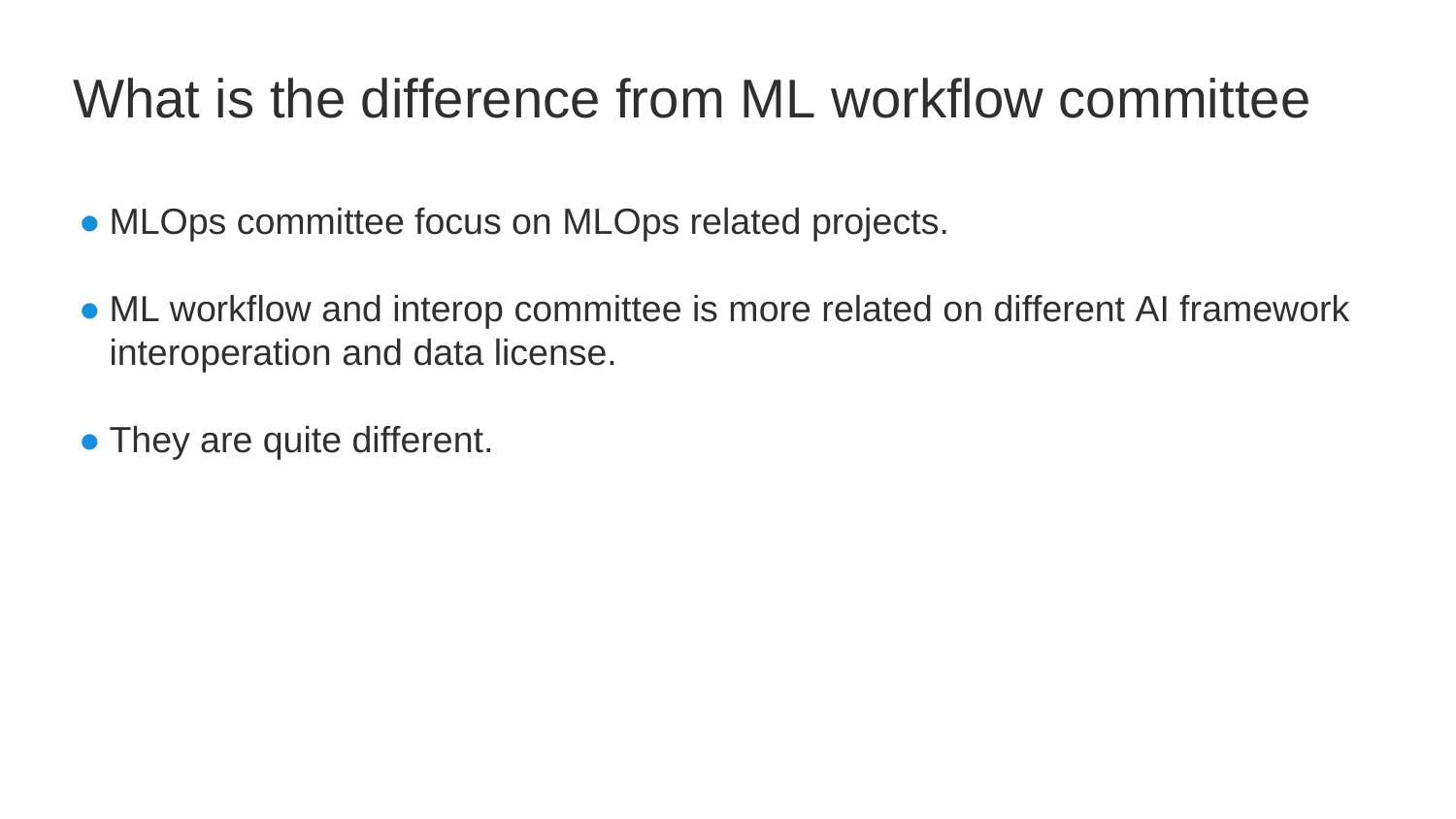# What is the difference from ML workflow committee

- MLOps committee focus on MLOps related projects.
- ML workflow and interop committee is more related on different AI framework interoperation and data license.
- They are quite different.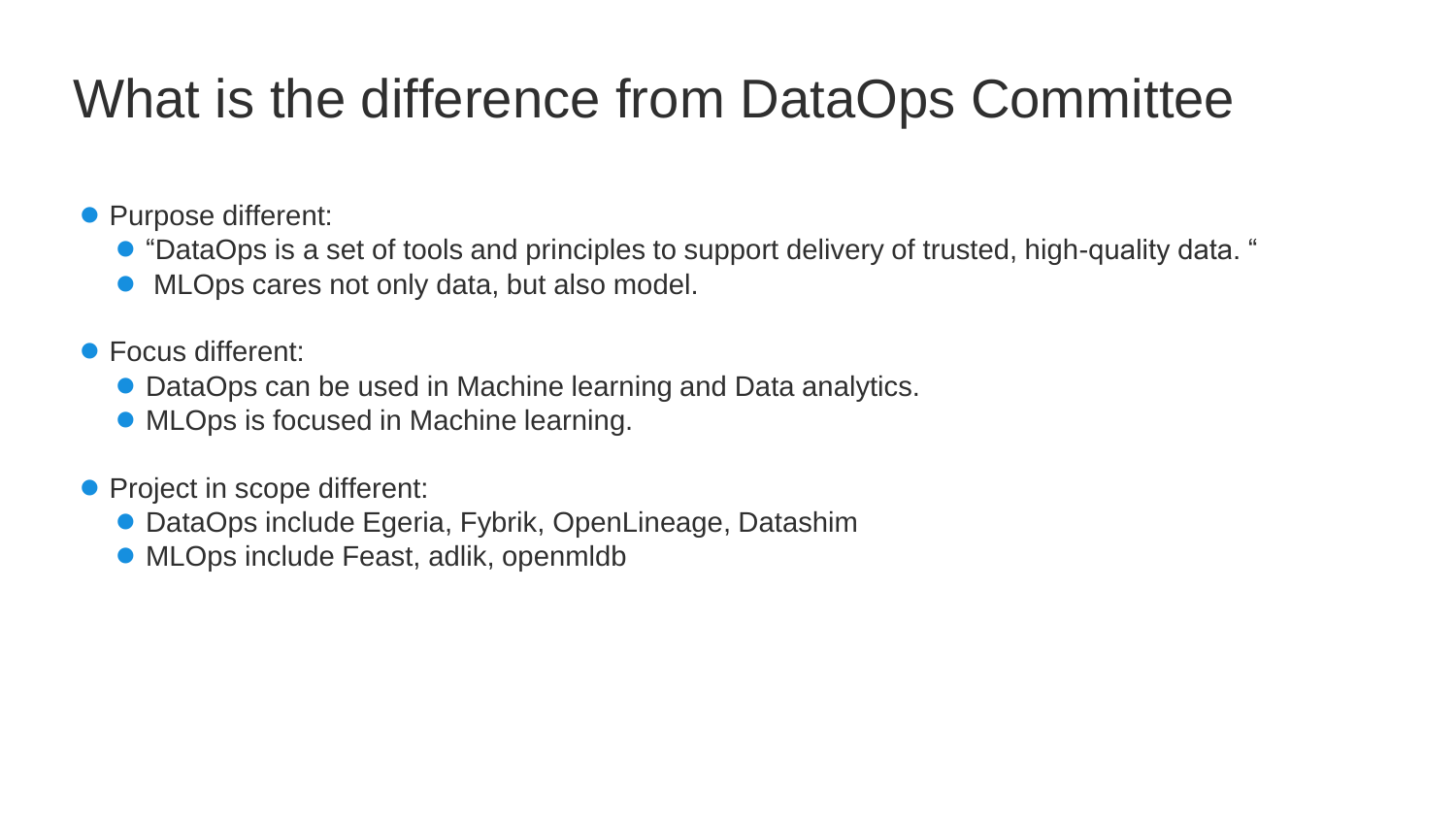# What is the difference from DataOps Committee

- Purpose different:
  - “DataOps is a set of tools and principles to support delivery of trusted, high-quality data. “
  - MLOps cares not only data, but also model.
- Focus different:
  - DataOps can be used in Machine learning and Data analytics.
  - MLOps is focused in Machine learning.
- Project in scope different:
  - DataOps include Egeria, Fybrik, OpenLineage, Datashim
  - MLOps include Feast, adlik, openmldb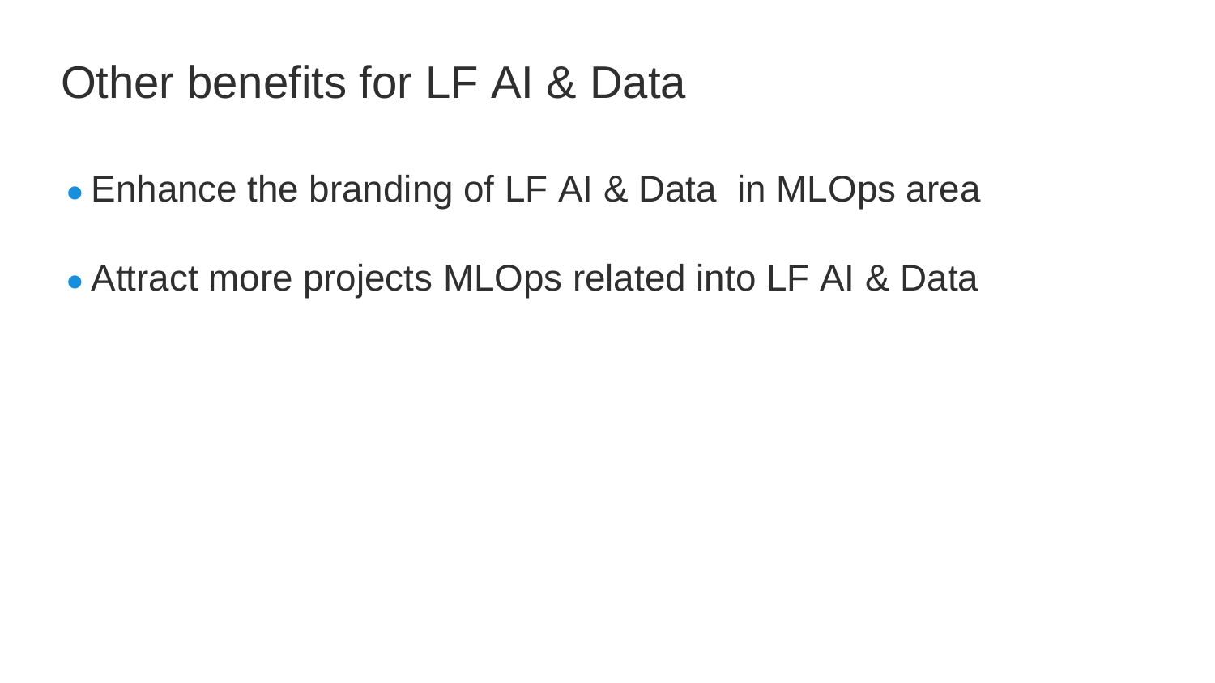# Other benefits for LF AI & Data

- Enhance the branding of LF AI & Data  in MLOps area
- Attract more projects MLOps related into LF AI & Data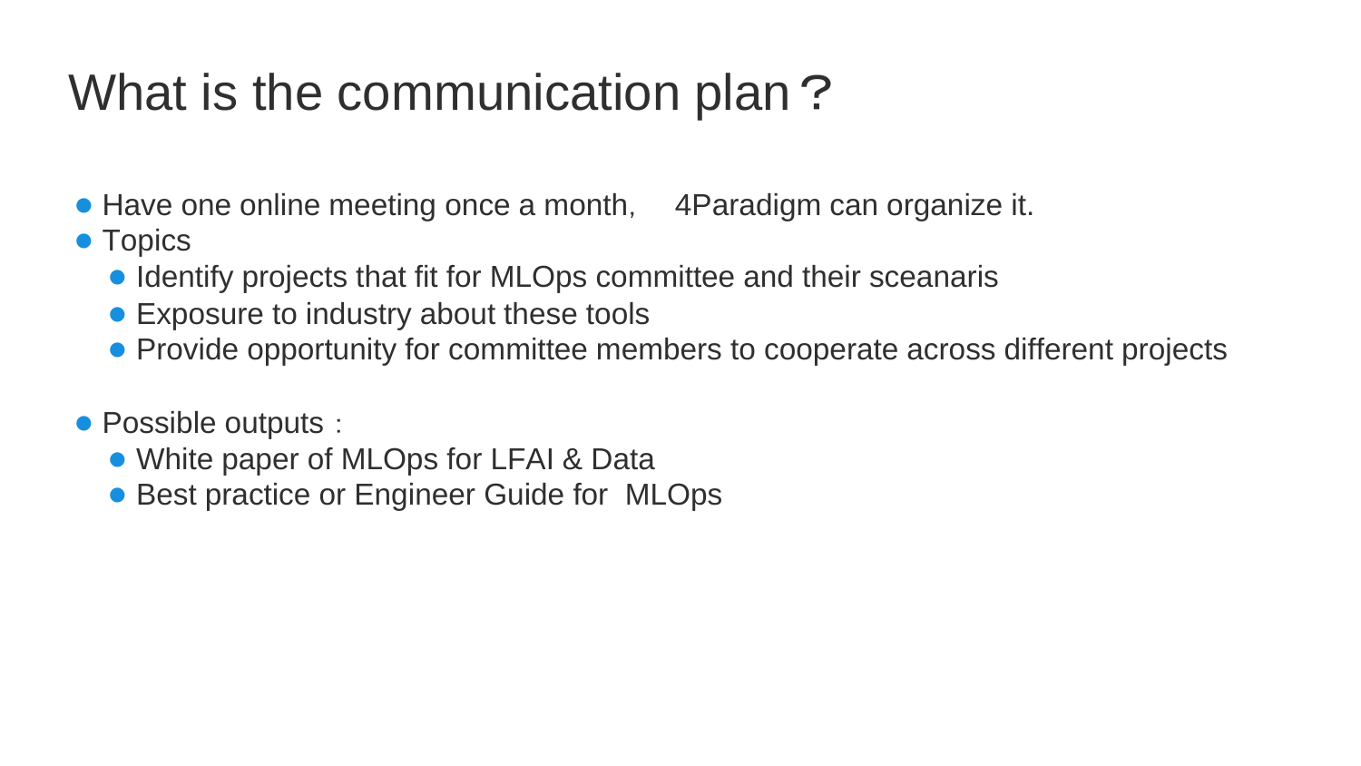# What is the communication plan？

- Have one online meeting once a month,　4Paradigm can organize it.
- Topics
  - Identify projects that fit for MLOps committee and their sceanaris
  - Exposure to industry about these tools
  - Provide opportunity for committee members to cooperate across different projects

- Possible outputs：
  - White paper of MLOps for LFAI & Data
  - Best practice or Engineer Guide for  MLOps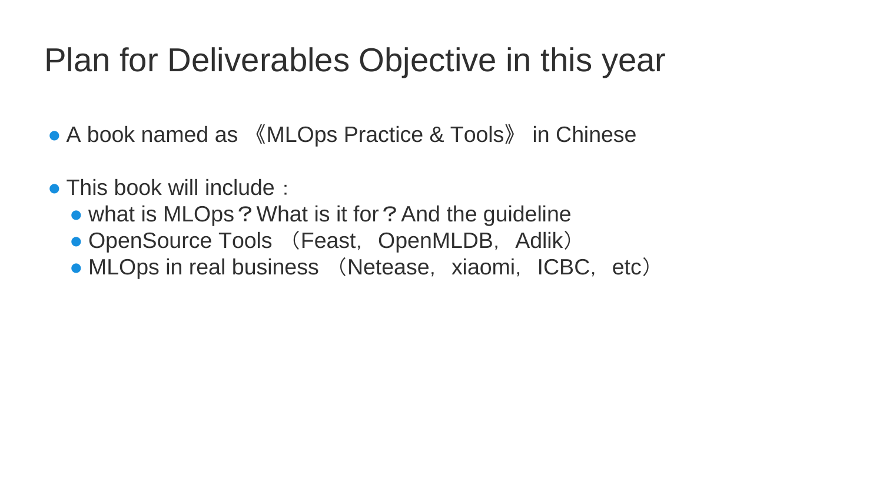# Plan for Deliverables Objective in this year

- A book named as 《MLOps Practice & Tools》 in Chinese
- This book will include：
  - what is MLOps？What is it for？And the guideline
  - OpenSource Tools （Feast，OpenMLDB，Adlik）
  - MLOps in real business （Netease，xiaomi，ICBC，etc）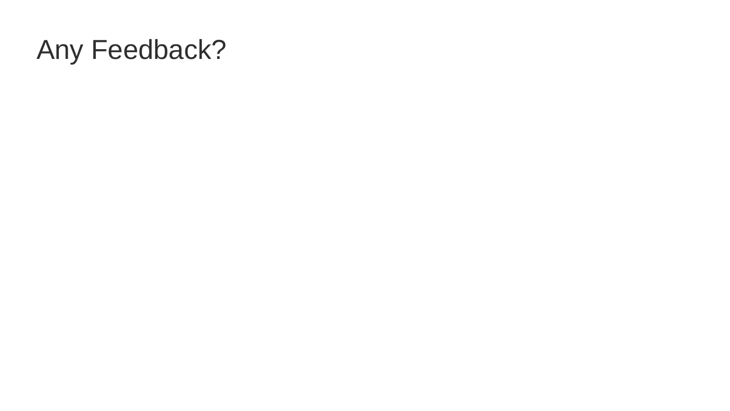# Any Feedback?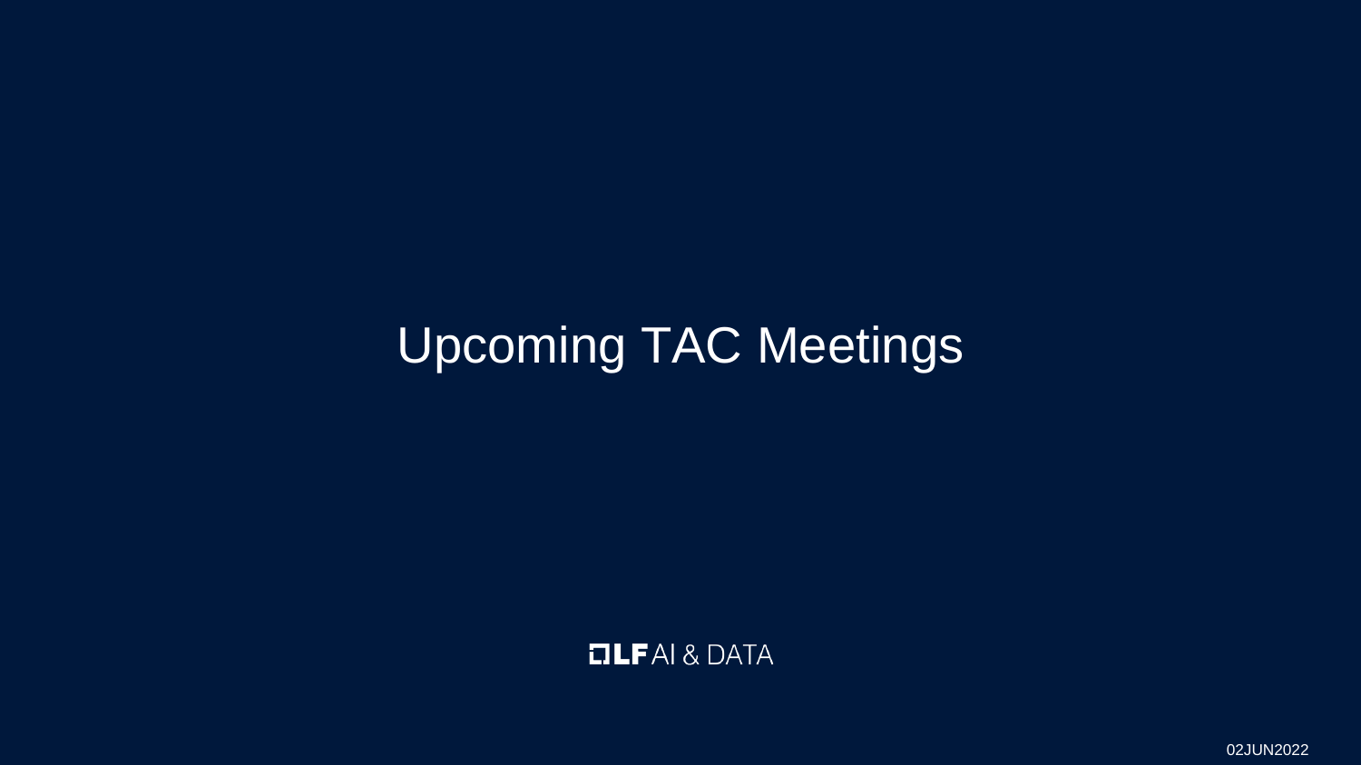# Upcoming TAC Meetings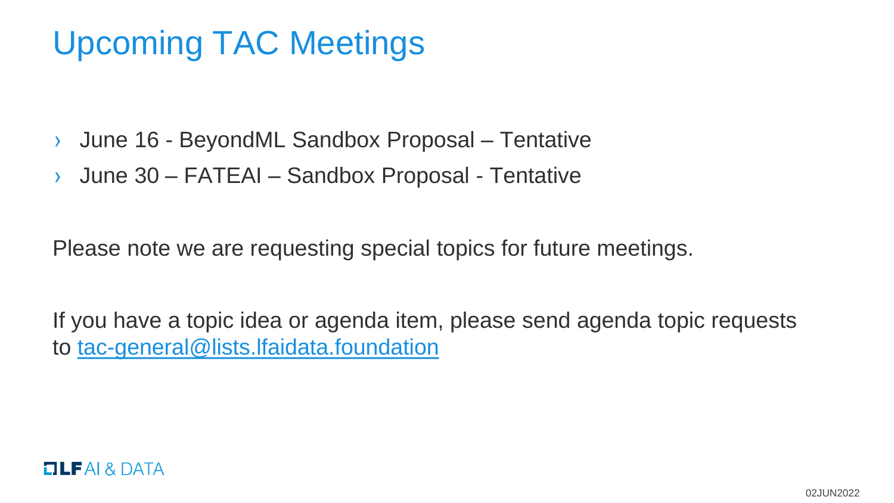# Upcoming TAC Meetings

- June 16 - BeyondML Sandbox Proposal – Tentative
- June 30 – FATEAI – Sandbox Proposal - Tentative

Please note we are requesting special topics for future meetings.

If you have a topic idea or agenda item, please send agenda topic requests to tac-general@lists.lfaidata.foundation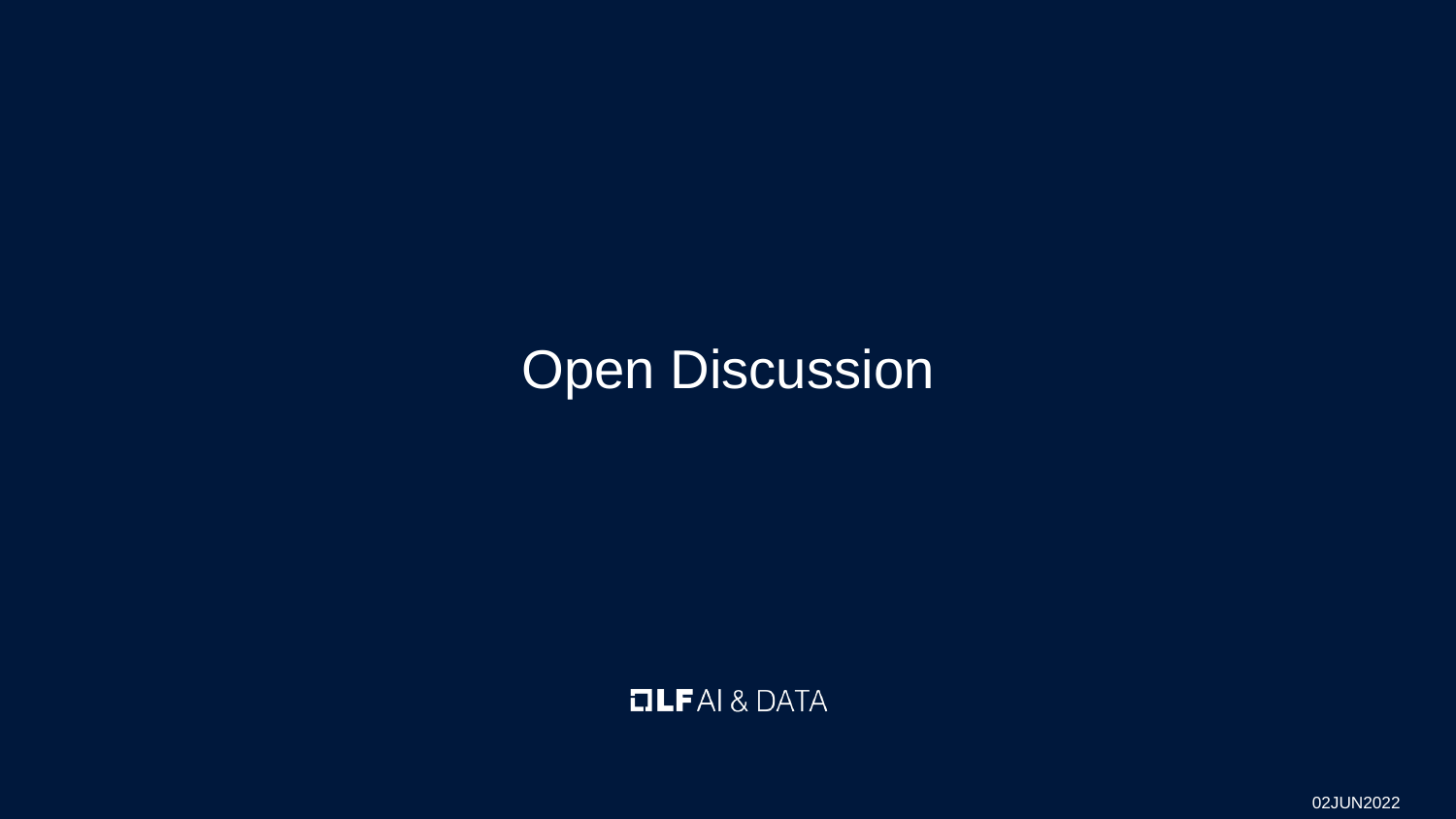# Open Discussion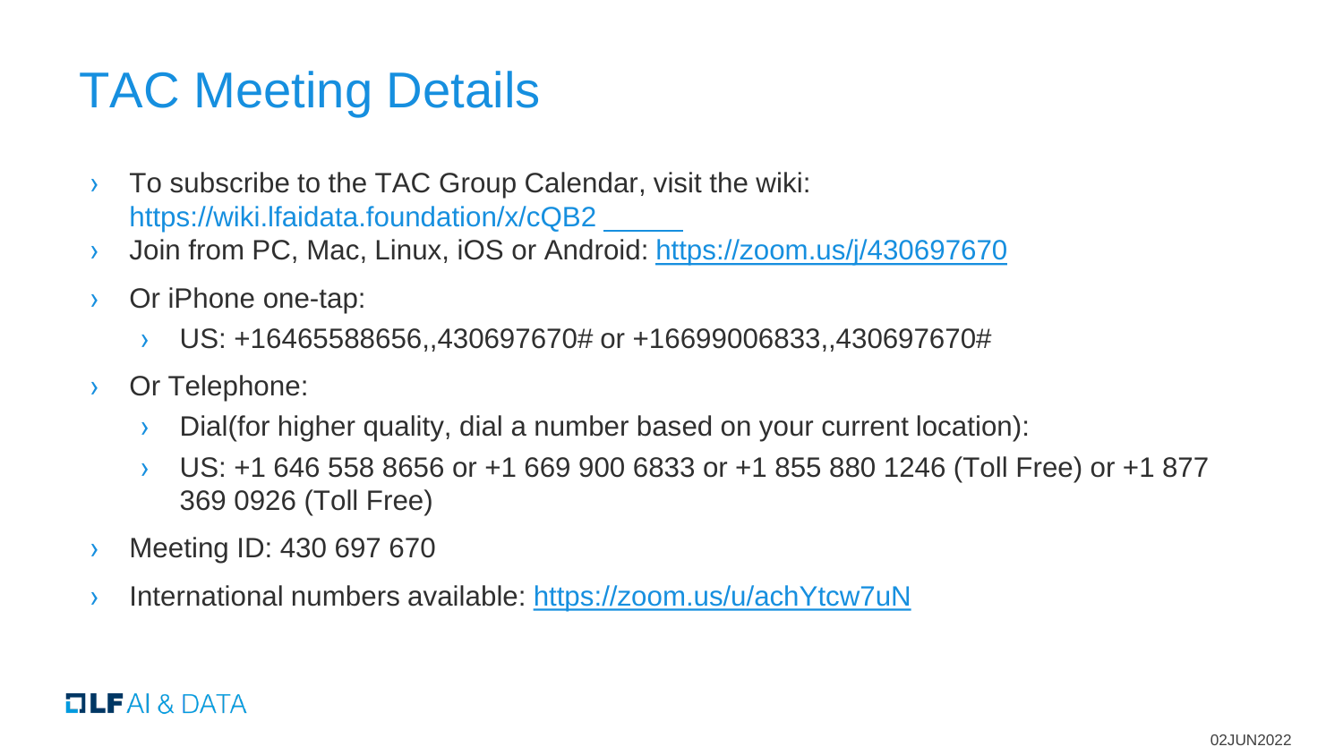# TAC Meeting Details

- To subscribe to the TAC Group Calendar, visit the wiki: https://wiki.lfaidata.foundation/x/cQB2
- Join from PC, Mac, Linux, iOS or Android: https://zoom.us/j/430697670
- Or iPhone one-tap:
  - US: +16465588656,,430697670# or +16699006833,,430697670#
- Or Telephone:
  - Dial(for higher quality, dial a number based on your current location):
  - US: +1 646 558 8656 or +1 669 900 6833 or +1 855 880 1246 (Toll Free) or +1 877 369 0926 (Toll Free)
- Meeting ID: 430 697 670
- International numbers available: https://zoom.us/u/achYtcw7uN

LF AI & DATA

02JUN2022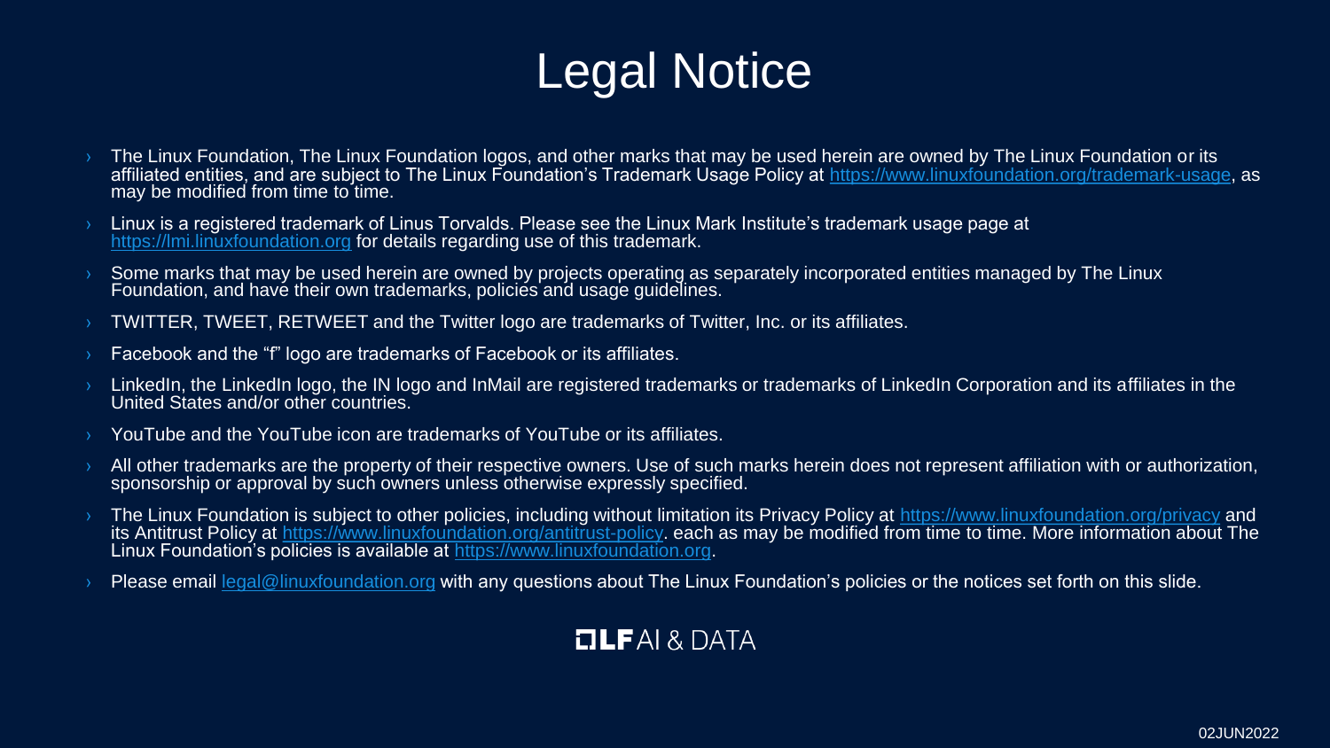# Legal Notice

- The Linux Foundation, The Linux Foundation logos, and other marks that may be used herein are owned by The Linux Foundation or its affiliated entities, and are subject to The Linux Foundation's Trademark Usage Policy at https://www.linuxfoundation.org/trademark-usage, as may be modified from time to time.
- Linux is a registered trademark of Linus Torvalds. Please see the Linux Mark Institute's trademark usage page at https://lmi.linuxfoundation.org for details regarding use of this trademark.
- Some marks that may be used herein are owned by projects operating as separately incorporated entities managed by The Linux Foundation, and have their own trademarks, policies and usage guidelines.
- TWITTER, TWEET, RETWEET and the Twitter logo are trademarks of Twitter, Inc. or its affiliates.
- Facebook and the "f" logo are trademarks of Facebook or its affiliates.
- LinkedIn, the LinkedIn logo, the IN logo and InMail are registered trademarks or trademarks of LinkedIn Corporation and its affiliates in the United States and/or other countries.
- YouTube and the YouTube icon are trademarks of YouTube or its affiliates.
- All other trademarks are the property of their respective owners. Use of such marks herein does not represent affiliation with or authorization, sponsorship or approval by such owners unless otherwise expressly specified.
- The Linux Foundation is subject to other policies, including without limitation its Privacy Policy at https://www.linuxfoundation.org/privacy and its Antitrust Policy at https://www.linuxfoundation.org/antitrust-policy. each as may be modified from time to time. More information about The Linux Foundation's policies is available at https://www.linuxfoundation.org.
- Please email legal@linuxfoundation.org with any questions about The Linux Foundation's policies or the notices set forth on this slide.

LF AI & DATA

02JUN2022